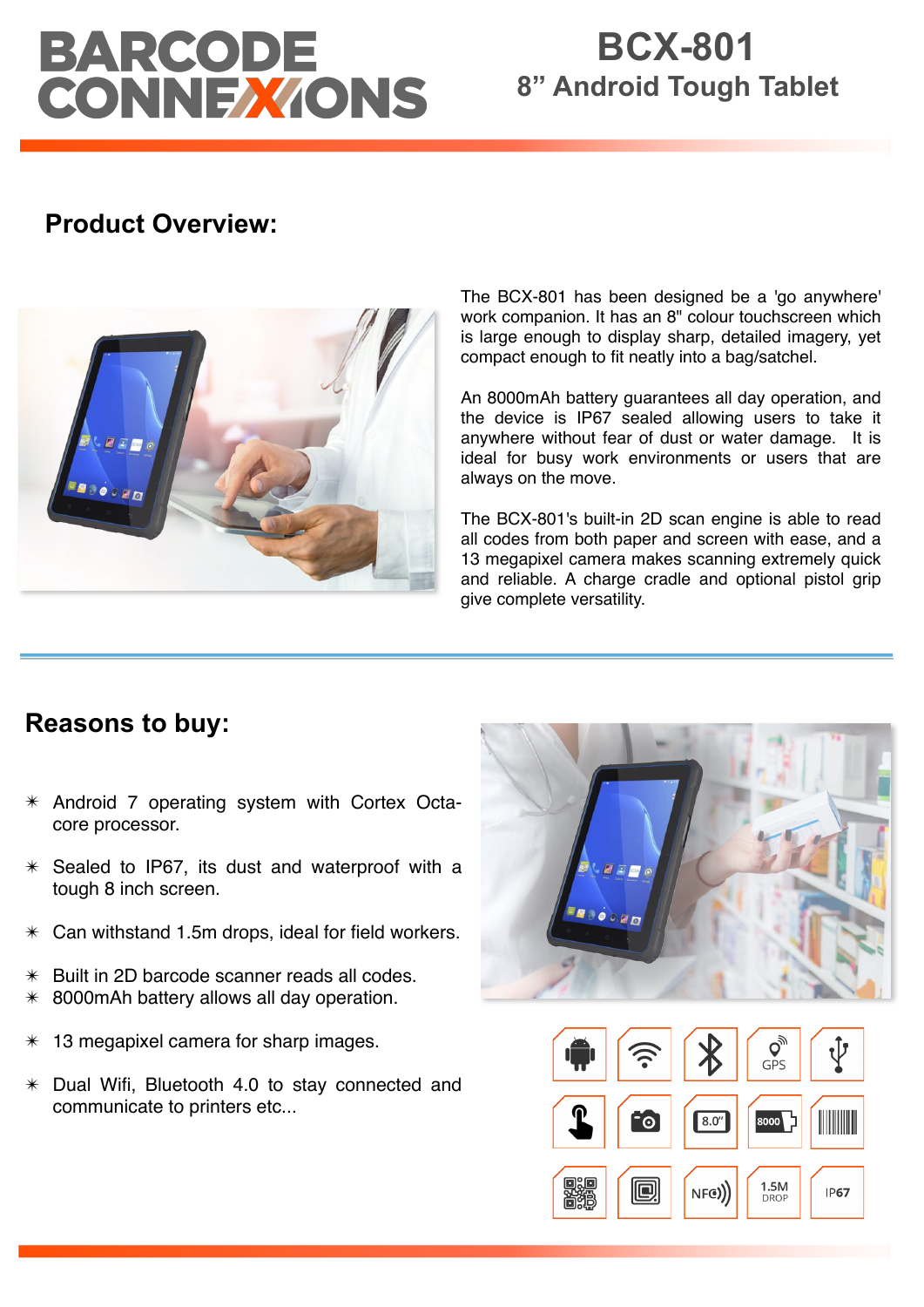# BCX-801

## 8" Android Tough Tablet

## Product Overview:

The BCX-801 has been designed be a 'go anywhere' work companion. It has an 8" colour touchscreen which is large enough to display sharp, detailed imagery, yet compact enough to fit neatly into a bag/satchel.

An 8000mAh battery guarantees all day operation, and the device is IP67 sealed allowing users to take it anywhere without fear of dust or water damage. It is ideal for busy work environments or users that are always on the move.

The BCX-801's built-in 2D scan engine is able to read all codes from both paper and screen with ease, and a 13 megapixel camera makes scanning extremely quick and reliable. A charge cradle and optional pistol grip give complete versatility.

## Reasons to buy:

- Android 7 operating system with Cortex Octa-core processor.
- Sealed to IP67, its dust and waterproof with a tough 8 inch screen.
- Can withstand 1.5m drops, ideal for field workers.
- Built in 2D barcode scanner reads all codes.
- 8000mAh battery allows all day operation.
- 13 megapixel camera for sharp images.
- Dual Wifi, Bluetooth 4.0 to stay connected and communicate to printers etc...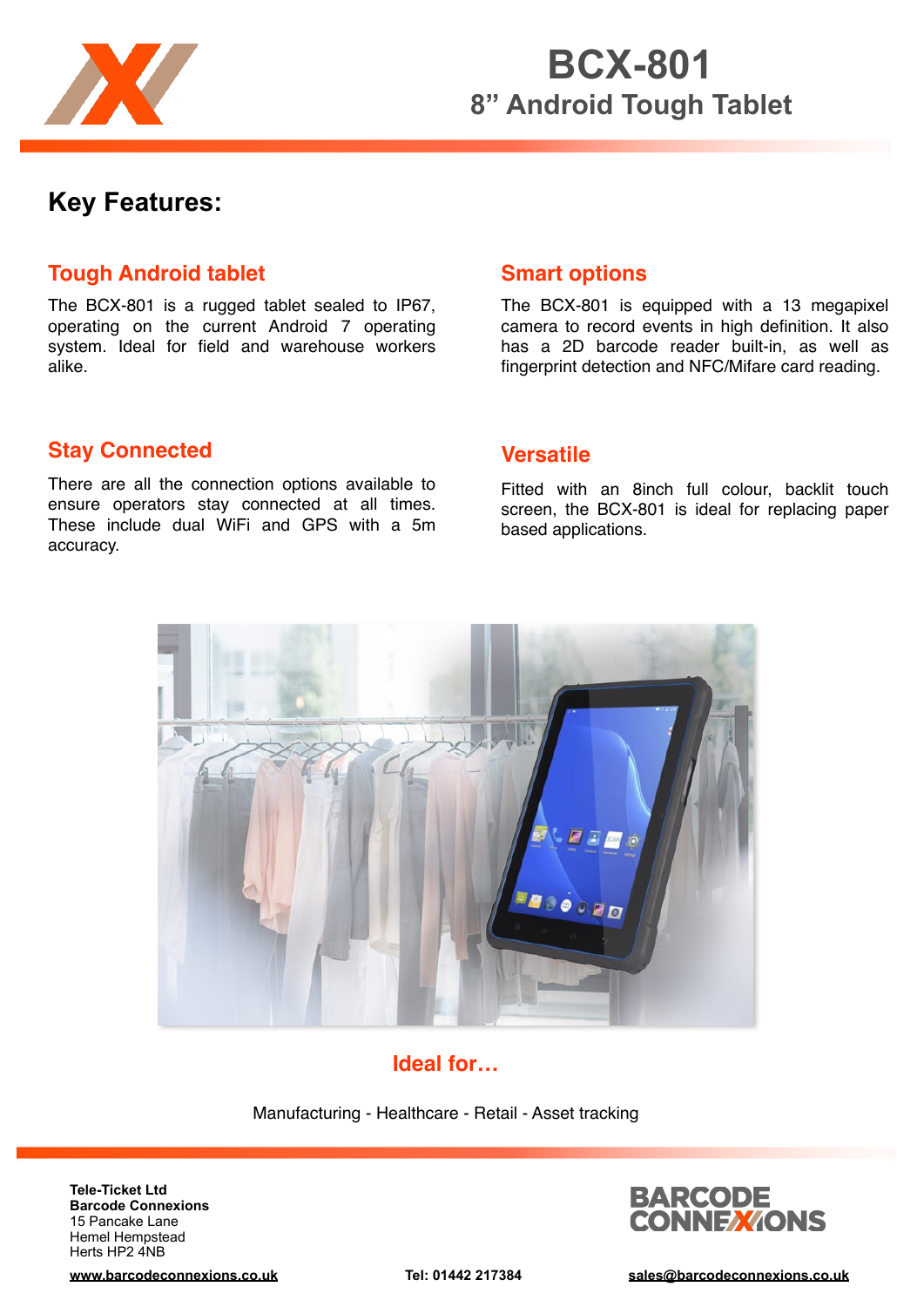# BCX-801

## 8" Android Tough Tablet

## Key Features:

### Tough Android tablet

The BCX-801 is a rugged tablet sealed to IP67, operating on the current Android 7 operating system. Ideal for field and warehouse workers alike.

### Smart options

The BCX-801 is equipped with a 13 megapixel camera to record events in high definition. It also has a 2D barcode reader built-in, as well as fingerprint detection and NFC/Mifare card reading.

### Stay Connected

There are all the connection options available to ensure operators stay connected at all times. These include dual WiFi and GPS with a 5m accuracy.

### Versatile

Fitted with an 8inch full colour, backlit touch screen, the BCX-801 is ideal for replacing paper based applications.

### Ideal for…

Manufacturing - Healthcare - Retail - Asset tracking

**Tele-Ticket Ltd**
**Barcode Connexions**
15 Pancake Lane
Hemel Hempstead
Herts HP2 4NB

BARCODE CONNEXIONS

**www.barcodeconnexions.co.uk** **Tel: 01442 217384** **sales@barcodeconnexions.co.uk**